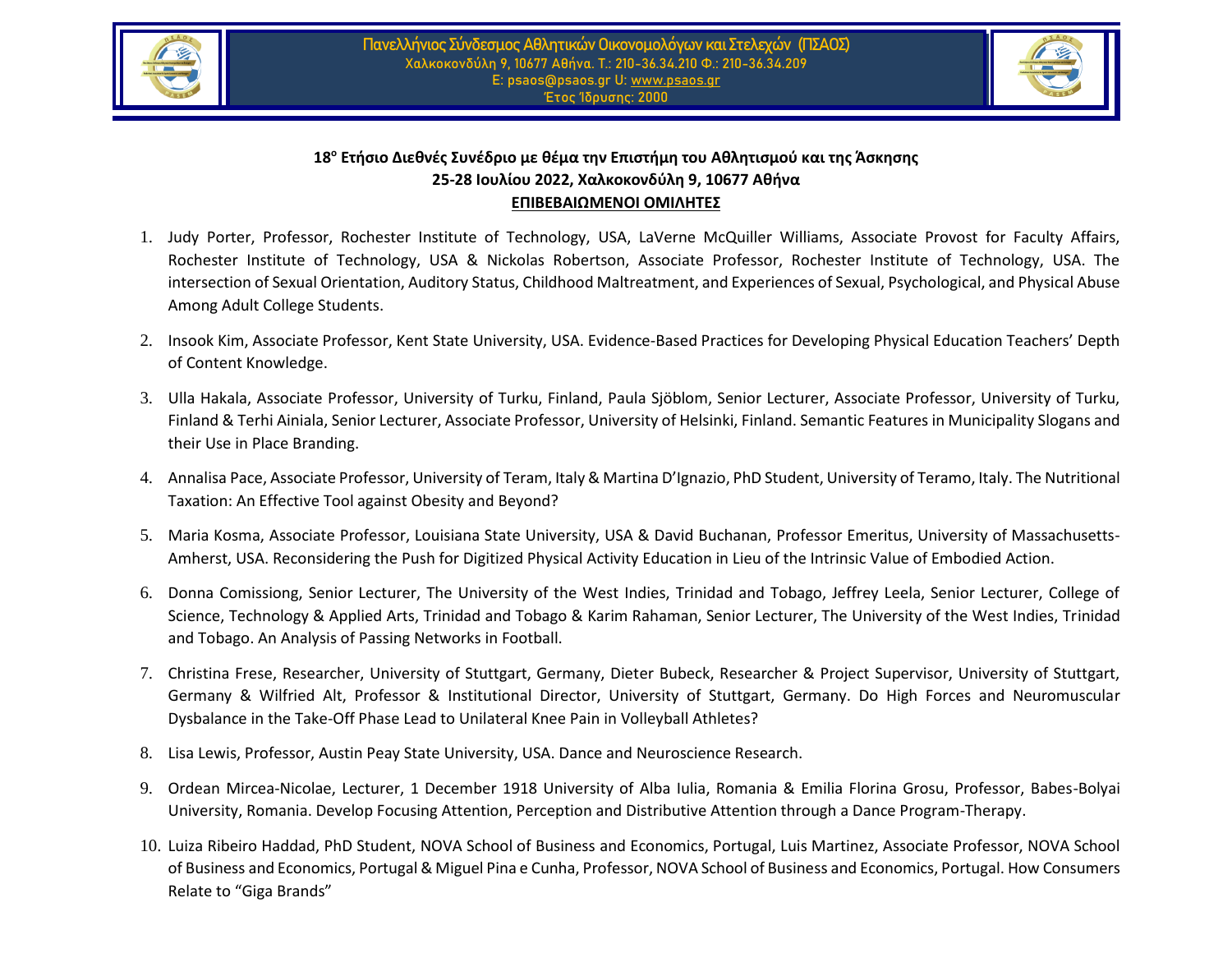Πανελλήνιος Σύνδεσμος Αθλητικών Οικονομολόγων και Στελεχών (ΠΣΑΟΣ)
Χαλκοκονδύλη 9, 10677 Αθήνα. Τ.: 210-36.34.210 Φ.: 210-36.34.209
E: psaos@psaos.gr U: www.psaos.gr
Έτος Ίδρυσης: 2000

**18ο Ετήσιο Διεθνές Συνέδριο με θέμα την Επιστήμη του Αθλητισμού και της Άσκησης**
**25-28 Ιουλίου 2022, Χαλκοκονδύλη 9, 10677 Αθήνα**
**ΕΠΙΒΕΒΑΙΩΜΕΝΟΙ ΟΜΙΛΗΤΕΣ**

1. Judy Porter, Professor, Rochester Institute of Technology, USA, LaVerne McQuiller Williams, Associate Provost for Faculty Affairs, Rochester Institute of Technology, USA & Nickolas Robertson, Associate Professor, Rochester Institute of Technology, USA. The intersection of Sexual Orientation, Auditory Status, Childhood Maltreatment, and Experiences of Sexual, Psychological, and Physical Abuse Among Adult College Students.
2. Insook Kim, Associate Professor, Kent State University, USA. Evidence-Based Practices for Developing Physical Education Teachers' Depth of Content Knowledge.
3. Ulla Hakala, Associate Professor, University of Turku, Finland, Paula Sjöblom, Senior Lecturer, Associate Professor, University of Turku, Finland & Terhi Ainiala, Senior Lecturer, Associate Professor, University of Helsinki, Finland. Semantic Features in Municipality Slogans and their Use in Place Branding.
4. Annalisa Pace, Associate Professor, University of Teram, Italy & Martina D'Ignazio, PhD Student, University of Teramo, Italy. The Nutritional Taxation: An Effective Tool against Obesity and Beyond?
5. Maria Kosma, Associate Professor, Louisiana State University, USA & David Buchanan, Professor Emeritus, University of Massachusetts-Amherst, USA. Reconsidering the Push for Digitized Physical Activity Education in Lieu of the Intrinsic Value of Embodied Action.
6. Donna Comissiong, Senior Lecturer, The University of the West Indies, Trinidad and Tobago, Jeffrey Leela, Senior Lecturer, College of Science, Technology & Applied Arts, Trinidad and Tobago & Karim Rahaman, Senior Lecturer, The University of the West Indies, Trinidad and Tobago. An Analysis of Passing Networks in Football.
7. Christina Frese, Researcher, University of Stuttgart, Germany, Dieter Bubeck, Researcher & Project Supervisor, University of Stuttgart, Germany & Wilfried Alt, Professor & Institutional Director, University of Stuttgart, Germany. Do High Forces and Neuromuscular Dysbalance in the Take-Off Phase Lead to Unilateral Knee Pain in Volleyball Athletes?
8. Lisa Lewis, Professor, Austin Peay State University, USA. Dance and Neuroscience Research.
9. Ordean Mircea-Nicolae, Lecturer, 1 December 1918 University of Alba Iulia, Romania & Emilia Florina Grosu, Professor, Babes-Bolyai University, Romania. Develop Focusing Attention, Perception and Distributive Attention through a Dance Program-Therapy.
10. Luiza Ribeiro Haddad, PhD Student, NOVA School of Business and Economics, Portugal, Luis Martinez, Associate Professor, NOVA School of Business and Economics, Portugal & Miguel Pina e Cunha, Professor, NOVA School of Business and Economics, Portugal. How Consumers Relate to "Giga Brands"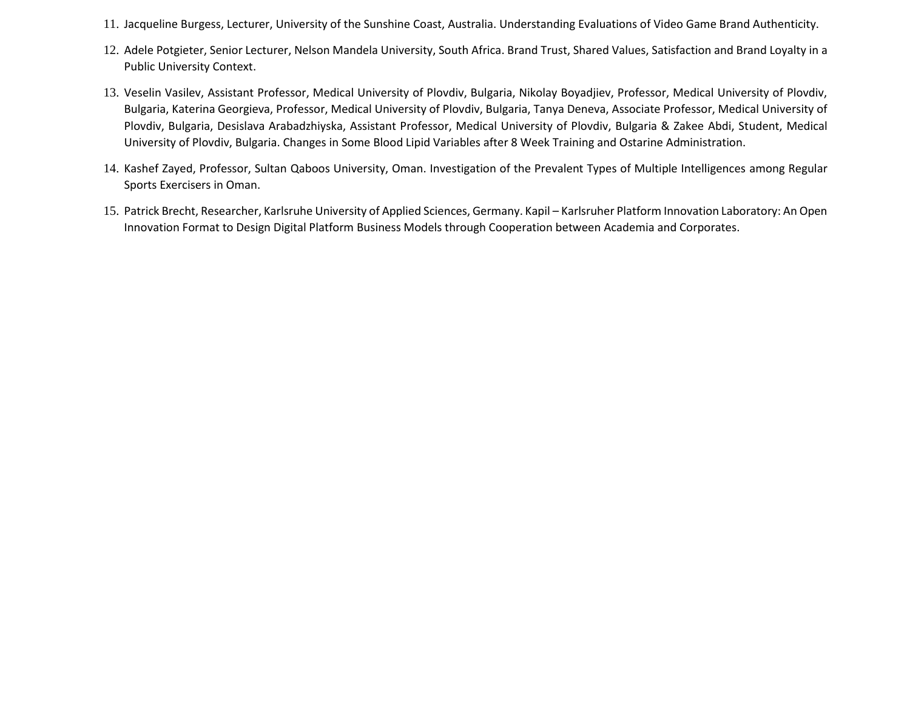11. Jacqueline Burgess, Lecturer, University of the Sunshine Coast, Australia. Understanding Evaluations of Video Game Brand Authenticity.
12. Adele Potgieter, Senior Lecturer, Nelson Mandela University, South Africa. Brand Trust, Shared Values, Satisfaction and Brand Loyalty in a Public University Context.
13. Veselin Vasilev, Assistant Professor, Medical University of Plovdiv, Bulgaria, Nikolay Boyadjiev, Professor, Medical University of Plovdiv, Bulgaria, Katerina Georgieva, Professor, Medical University of Plovdiv, Bulgaria, Tanya Deneva, Associate Professor, Medical University of Plovdiv, Bulgaria, Desislava Arabadzhiyska, Assistant Professor, Medical University of Plovdiv, Bulgaria & Zakee Abdi, Student, Medical University of Plovdiv, Bulgaria. Changes in Some Blood Lipid Variables after 8 Week Training and Ostarine Administration.
14. Kashef Zayed, Professor, Sultan Qaboos University, Oman. Investigation of the Prevalent Types of Multiple Intelligences among Regular Sports Exercisers in Oman.
15. Patrick Brecht, Researcher, Karlsruhe University of Applied Sciences, Germany. Kapil – Karlsruher Platform Innovation Laboratory: An Open Innovation Format to Design Digital Platform Business Models through Cooperation between Academia and Corporates.